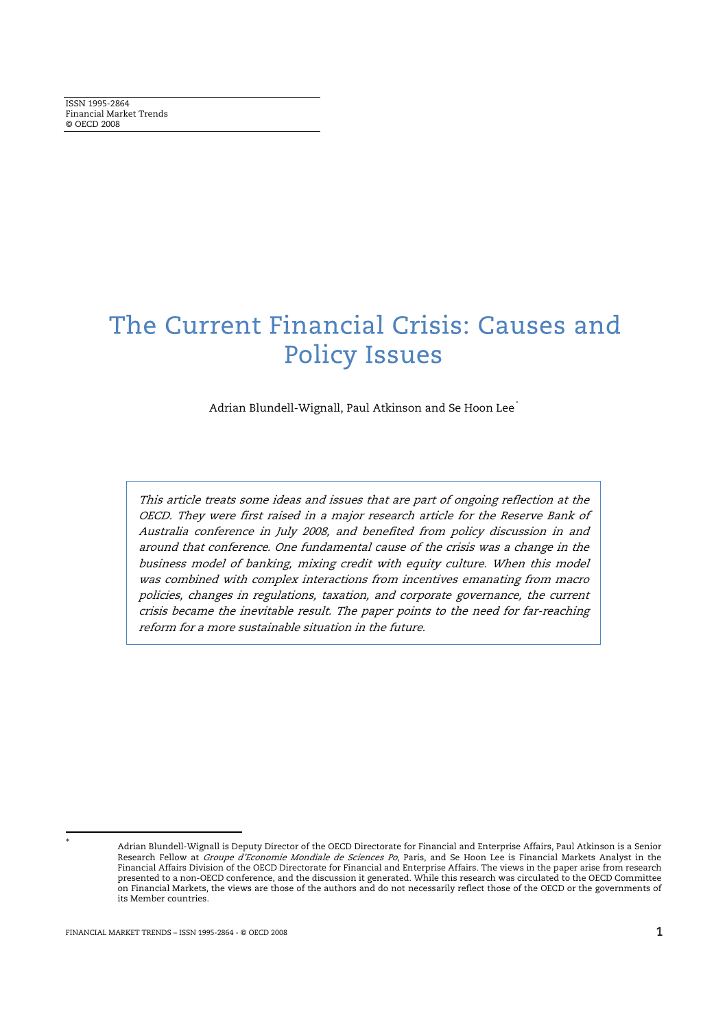ISSN 1995-2864
Financial Market Trends
© OECD 2008

# The Current Financial Crisis: Causes and Policy Issues

Adrian Blundell-Wignall, Paul Atkinson and Se Hoon Lee[*]

*This article treats some ideas and issues that are part of ongoing reflection at the OECD. They were first raised in a major research article for the Reserve Bank of Australia conference in July 2008, and benefited from policy discussion in and around that conference. One fundamental cause of the crisis was a change in the business model of banking, mixing credit with equity culture. When this model was combined with complex interactions from incentives emanating from macro policies, changes in regulations, taxation, and corporate governance, the current crisis became the inevitable result. The paper points to the need for far-reaching reform for a more sustainable situation in the future.*

[*] Adrian Blundell-Wignall is Deputy Director of the OECD Directorate for Financial and Enterprise Affairs, Paul Atkinson is a Senior Research Fellow at *Groupe d'Economie Mondiale de Sciences Po*, Paris, and Se Hoon Lee is Financial Markets Analyst in the Financial Affairs Division of the OECD Directorate for Financial and Enterprise Affairs. The views in the paper arise from research presented to a non-OECD conference, and the discussion it generated. While this research was circulated to the OECD Committee on Financial Markets, the views are those of the authors and do not necessarily reflect those of the OECD or the governments of its Member countries.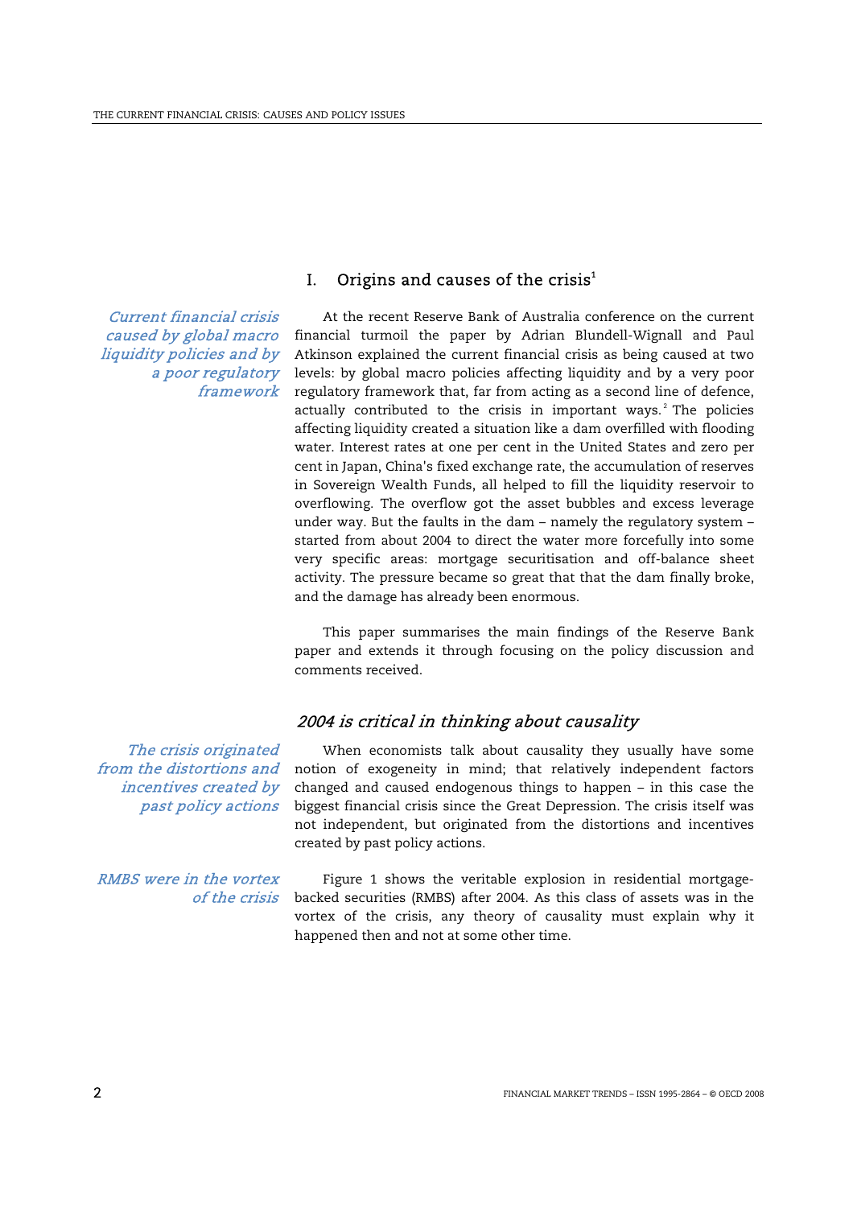## I. Origins and causes of the crisis[1]

*Current financial crisis caused by global macro liquidity policies and by a poor regulatory framework*

At the recent Reserve Bank of Australia conference on the current financial turmoil the paper by Adrian Blundell-Wignall and Paul Atkinson explained the current financial crisis as being caused at two levels: by global macro policies affecting liquidity and by a very poor regulatory framework that, far from acting as a second line of defence, actually contributed to the crisis in important ways.[2] The policies affecting liquidity created a situation like a dam overfilled with flooding water. Interest rates at one per cent in the United States and zero per cent in Japan, China's fixed exchange rate, the accumulation of reserves in Sovereign Wealth Funds, all helped to fill the liquidity reservoir to overflowing. The overflow got the asset bubbles and excess leverage under way. But the faults in the dam – namely the regulatory system – started from about 2004 to direct the water more forcefully into some very specific areas: mortgage securitisation and off-balance sheet activity. The pressure became so great that that the dam finally broke, and the damage has already been enormous.

This paper summarises the main findings of the Reserve Bank paper and extends it through focusing on the policy discussion and comments received.

### *2004 is critical in thinking about causality*

*The crisis originated from the distortions and incentives created by past policy actions*

When economists talk about causality they usually have some notion of exogeneity in mind; that relatively independent factors changed and caused endogenous things to happen – in this case the biggest financial crisis since the Great Depression. The crisis itself was not independent, but originated from the distortions and incentives created by past policy actions.

*RMBS were in the vortex of the crisis*

Figure 1 shows the veritable explosion in residential mortgage-backed securities (RMBS) after 2004. As this class of assets was in the vortex of the crisis, any theory of causality must explain why it happened then and not at some other time.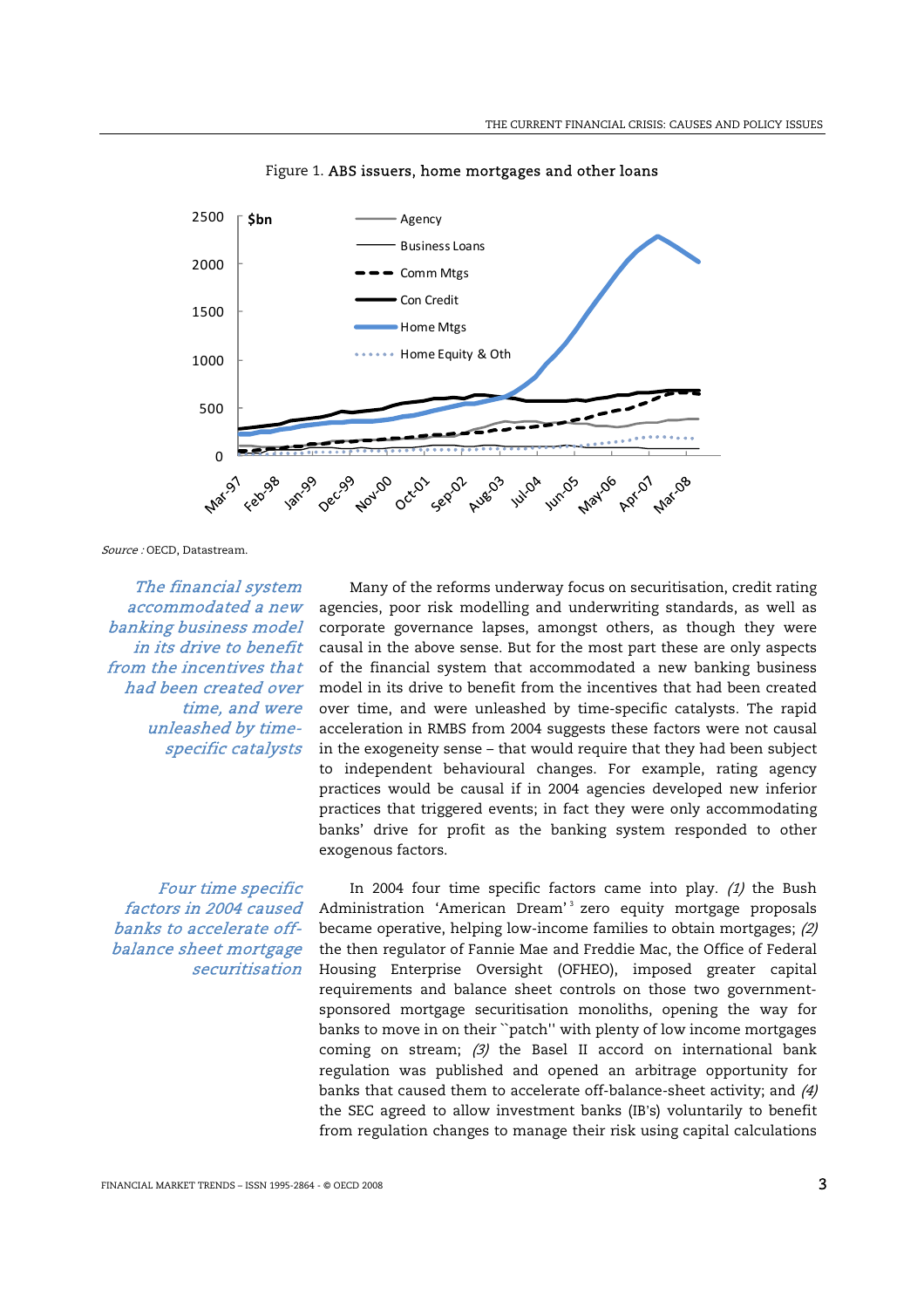Figure 1. **ABS issuers, home mortgages and other loans**

*Source :* OECD, Datastream.

*The financial system accommodated a new banking business model in its drive to benefit from the incentives that had been created over time, and were unleashed by time-specific catalysts*

Many of the reforms underway focus on securitisation, credit rating agencies, poor risk modelling and underwriting standards, as well as corporate governance lapses, amongst others, as though they were causal in the above sense. But for the most part these are only aspects of the financial system that accommodated a new banking business model in its drive to benefit from the incentives that had been created over time, and were unleashed by time-specific catalysts. The rapid acceleration in RMBS from 2004 suggests these factors were not causal in the exogeneity sense – that would require that they had been subject to independent behavioural changes. For example, rating agency practices would be causal if in 2004 agencies developed new inferior practices that triggered events; in fact they were only accommodating banks' drive for profit as the banking system responded to other exogenous factors.

*Four time specific factors in 2004 caused banks to accelerate off-balance sheet mortgage securitisation*

In 2004 four time specific factors came into play. *(1)* the Bush Administration 'American Dream'[3] zero equity mortgage proposals became operative, helping low-income families to obtain mortgages; *(2)* the then regulator of Fannie Mae and Freddie Mac, the Office of Federal Housing Enterprise Oversight (OFHEO), imposed greater capital requirements and balance sheet controls on those two government-sponsored mortgage securitisation monoliths, opening the way for banks to move in on their ``patch'' with plenty of low income mortgages coming on stream; *(3)* the Basel II accord on international bank regulation was published and opened an arbitrage opportunity for banks that caused them to accelerate off-balance-sheet activity; and *(4)* the SEC agreed to allow investment banks (IB's) voluntarily to benefit from regulation changes to manage their risk using capital calculations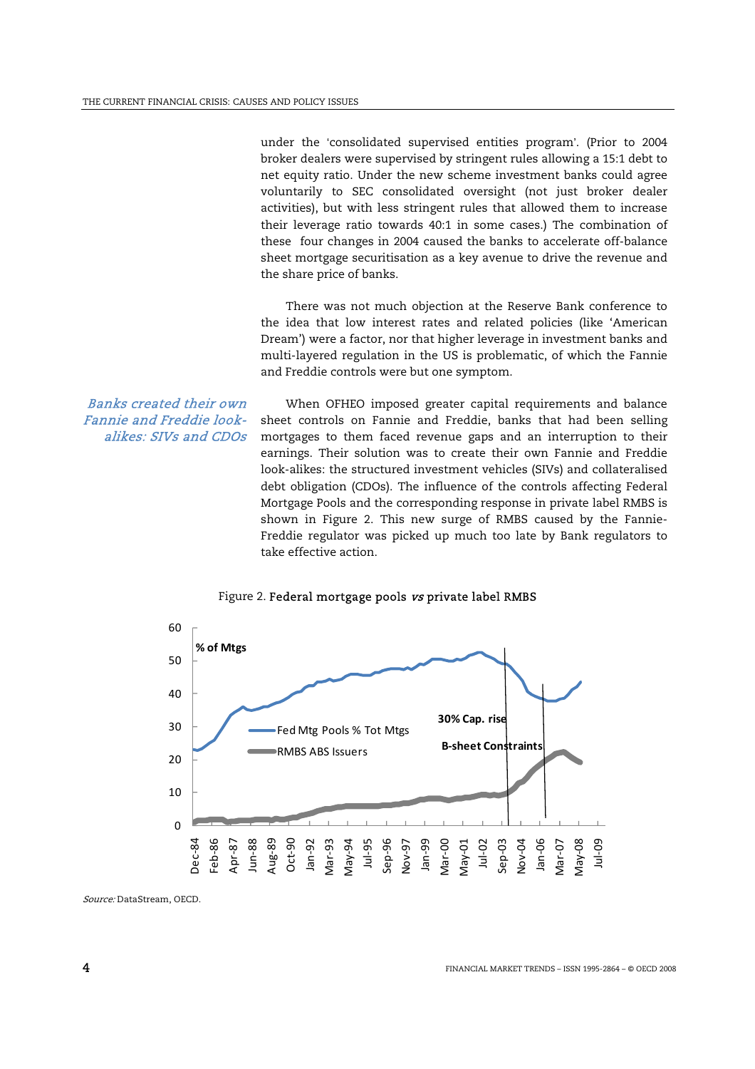under the 'consolidated supervised entities program'. (Prior to 2004 broker dealers were supervised by stringent rules allowing a 15:1 debt to net equity ratio. Under the new scheme investment banks could agree voluntarily to SEC consolidated oversight (not just broker dealer activities), but with less stringent rules that allowed them to increase their leverage ratio towards 40:1 in some cases.) The combination of these four changes in 2004 caused the banks to accelerate off-balance sheet mortgage securitisation as a key avenue to drive the revenue and the share price of banks.

There was not much objection at the Reserve Bank conference to the idea that low interest rates and related policies (like 'American Dream') were a factor, nor that higher leverage in investment banks and multi-layered regulation in the US is problematic, of which the Fannie and Freddie controls were but one symptom.

*Banks created their own Fannie and Freddie look-alikes: SIVs and CDOs*

When OFHEO imposed greater capital requirements and balance sheet controls on Fannie and Freddie, banks that had been selling mortgages to them faced revenue gaps and an interruption to their earnings. Their solution was to create their own Fannie and Freddie look-alikes: the structured investment vehicles (SIVs) and collateralised debt obligation (CDOs). The influence of the controls affecting Federal Mortgage Pools and the corresponding response in private label RMBS is shown in Figure 2. This new surge of RMBS caused by the Fannie-Freddie regulator was picked up much too late by Bank regulators to take effective action.

Figure 2. **Federal mortgage pools *vs* private label RMBS**

*Source:* DataStream, OECD.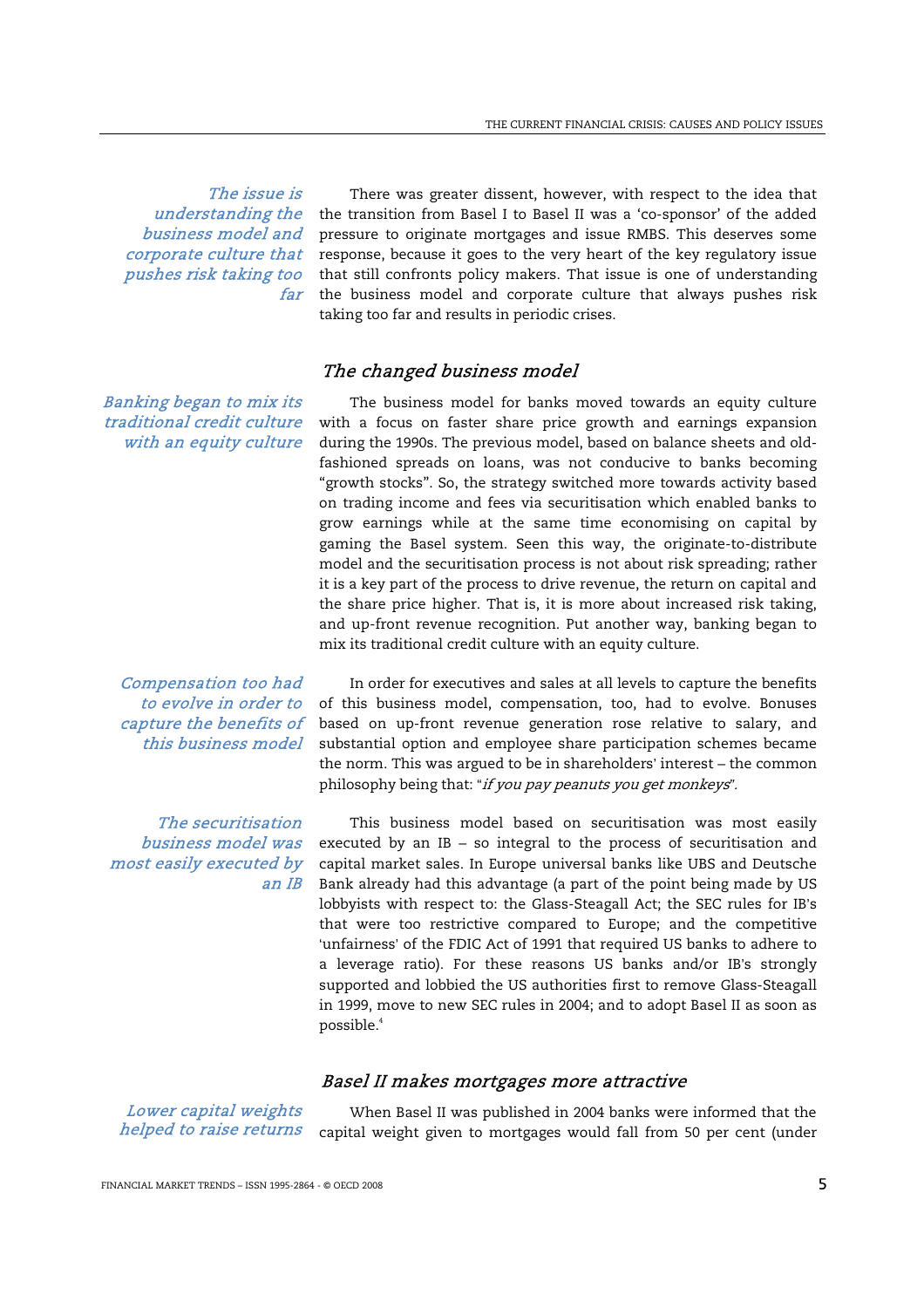*The issue is understanding the business model and corporate culture that pushes risk taking too far*

There was greater dissent, however, with respect to the idea that the transition from Basel I to Basel II was a 'co-sponsor' of the added pressure to originate mortgages and issue RMBS. This deserves some response, because it goes to the very heart of the key regulatory issue that still confronts policy makers. That issue is one of understanding the business model and corporate culture that always pushes risk taking too far and results in periodic crises.

## *The changed business model*

*Banking began to mix its traditional credit culture with an equity culture*

The business model for banks moved towards an equity culture with a focus on faster share price growth and earnings expansion during the 1990s. The previous model, based on balance sheets and old-fashioned spreads on loans, was not conducive to banks becoming "growth stocks". So, the strategy switched more towards activity based on trading income and fees via securitisation which enabled banks to grow earnings while at the same time economising on capital by gaming the Basel system. Seen this way, the originate-to-distribute model and the securitisation process is not about risk spreading; rather it is a key part of the process to drive revenue, the return on capital and the share price higher. That is, it is more about increased risk taking, and up-front revenue recognition. Put another way, banking began to mix its traditional credit culture with an equity culture.

*Compensation too had to evolve in order to capture the benefits of this business model*

In order for executives and sales at all levels to capture the benefits of this business model, compensation, too, had to evolve. Bonuses based on up-front revenue generation rose relative to salary, and substantial option and employee share participation schemes became the norm. This was argued to be in shareholders' interest – the common philosophy being that: "*if you pay peanuts you get monkeys*".

*The securitisation business model was most easily executed by an IB*

This business model based on securitisation was most easily executed by an IB – so integral to the process of securitisation and capital market sales. In Europe universal banks like UBS and Deutsche Bank already had this advantage (a part of the point being made by US lobbyists with respect to: the Glass-Steagall Act; the SEC rules for IB's that were too restrictive compared to Europe; and the competitive 'unfairness' of the FDIC Act of 1991 that required US banks to adhere to a leverage ratio). For these reasons US banks and/or IB's strongly supported and lobbied the US authorities first to remove Glass-Steagall in 1999, move to new SEC rules in 2004; and to adopt Basel II as soon as possible.[4]

## *Basel II makes mortgages more attractive*

*Lower capital weights helped to raise returns*

When Basel II was published in 2004 banks were informed that the capital weight given to mortgages would fall from 50 per cent (under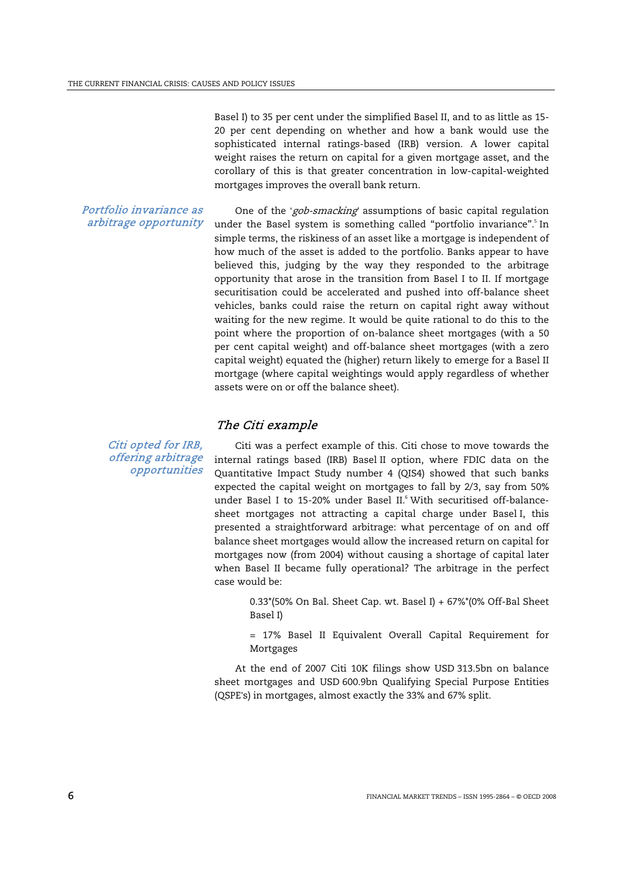Basel I) to 35 per cent under the simplified Basel II, and to as little as 15-20 per cent depending on whether and how a bank would use the sophisticated internal ratings-based (IRB) version. A lower capital weight raises the return on capital for a given mortgage asset, and the corollary of this is that greater concentration in low-capital-weighted mortgages improves the overall bank return.

*Portfolio invariance as arbitrage opportunity*

One of the '*gob-smacking*' assumptions of basic capital regulation under the Basel system is something called "portfolio invariance".[5] In simple terms, the riskiness of an asset like a mortgage is independent of how much of the asset is added to the portfolio. Banks appear to have believed this, judging by the way they responded to the arbitrage opportunity that arose in the transition from Basel I to II. If mortgage securitisation could be accelerated and pushed into off-balance sheet vehicles, banks could raise the return on capital right away without waiting for the new regime. It would be quite rational to do this to the point where the proportion of on-balance sheet mortgages (with a 50 per cent capital weight) and off-balance sheet mortgages (with a zero capital weight) equated the (higher) return likely to emerge for a Basel II mortgage (where capital weightings would apply regardless of whether assets were on or off the balance sheet).

## *The Citi example*

*Citi opted for IRB, offering arbitrage opportunities*

Citi was a perfect example of this. Citi chose to move towards the internal ratings based (IRB) Basel II option, where FDIC data on the Quantitative Impact Study number 4 (QIS4) showed that such banks expected the capital weight on mortgages to fall by 2/3, say from 50% under Basel I to 15-20% under Basel II.[6] With securitised off-balance-sheet mortgages not attracting a capital charge under Basel I, this presented a straightforward arbitrage: what percentage of on and off balance sheet mortgages would allow the increased return on capital for mortgages now (from 2004) without causing a shortage of capital later when Basel II became fully operational? The arbitrage in the perfect case would be:

> 0.33*(50% On Bal. Sheet Cap. wt. Basel I) + 67%*(0% Off-Bal Sheet Basel I)
>
> = 17% Basel II Equivalent Overall Capital Requirement for Mortgages

At the end of 2007 Citi 10K filings show USD 313.5bn on balance sheet mortgages and USD 600.9bn Qualifying Special Purpose Entities (QSPE's) in mortgages, almost exactly the 33% and 67% split.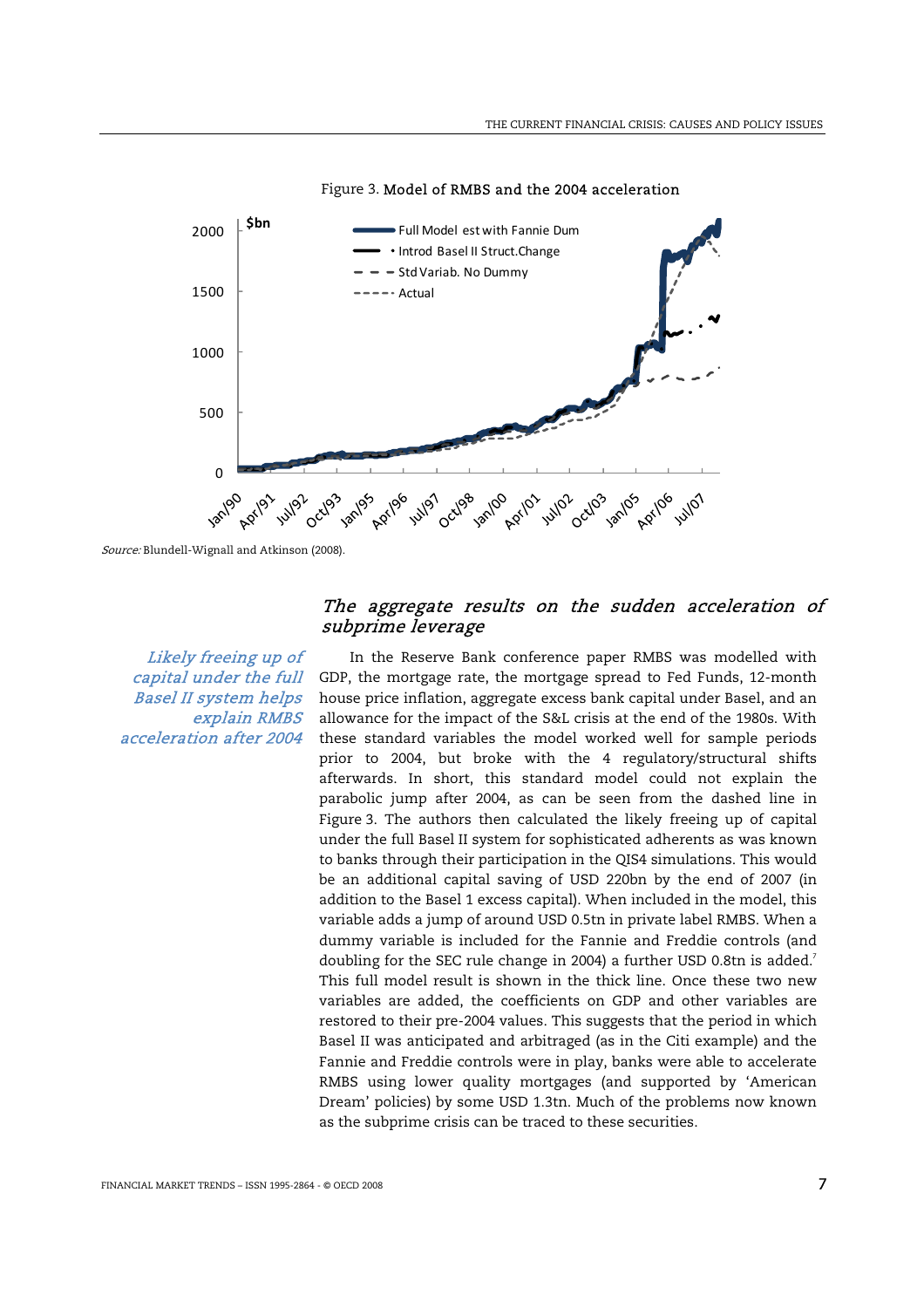Figure 3. **Model of RMBS and the 2004 acceleration**

*Source:* Blundell-Wignall and Atkinson (2008).

### *The aggregate results on the sudden acceleration of subprime leverage*

*Likely freeing up of capital under the full Basel II system helps explain RMBS acceleration after 2004*

In the Reserve Bank conference paper RMBS was modelled with GDP, the mortgage rate, the mortgage spread to Fed Funds, 12-month house price inflation, aggregate excess bank capital under Basel, and an allowance for the impact of the S&L crisis at the end of the 1980s. With these standard variables the model worked well for sample periods prior to 2004, but broke with the 4 regulatory/structural shifts afterwards. In short, this standard model could not explain the parabolic jump after 2004, as can be seen from the dashed line in Figure 3. The authors then calculated the likely freeing up of capital under the full Basel II system for sophisticated adherents as was known to banks through their participation in the QIS4 simulations. This would be an additional capital saving of USD 220bn by the end of 2007 (in addition to the Basel 1 excess capital). When included in the model, this variable adds a jump of around USD 0.5tn in private label RMBS. When a dummy variable is included for the Fannie and Freddie controls (and doubling for the SEC rule change in 2004) a further USD 0.8tn is added.[7] This full model result is shown in the thick line. Once these two new variables are added, the coefficients on GDP and other variables are restored to their pre-2004 values. This suggests that the period in which Basel II was anticipated and arbitraged (as in the Citi example) and the Fannie and Freddie controls were in play, banks were able to accelerate RMBS using lower quality mortgages (and supported by 'American Dream' policies) by some USD 1.3tn. Much of the problems now known as the subprime crisis can be traced to these securities.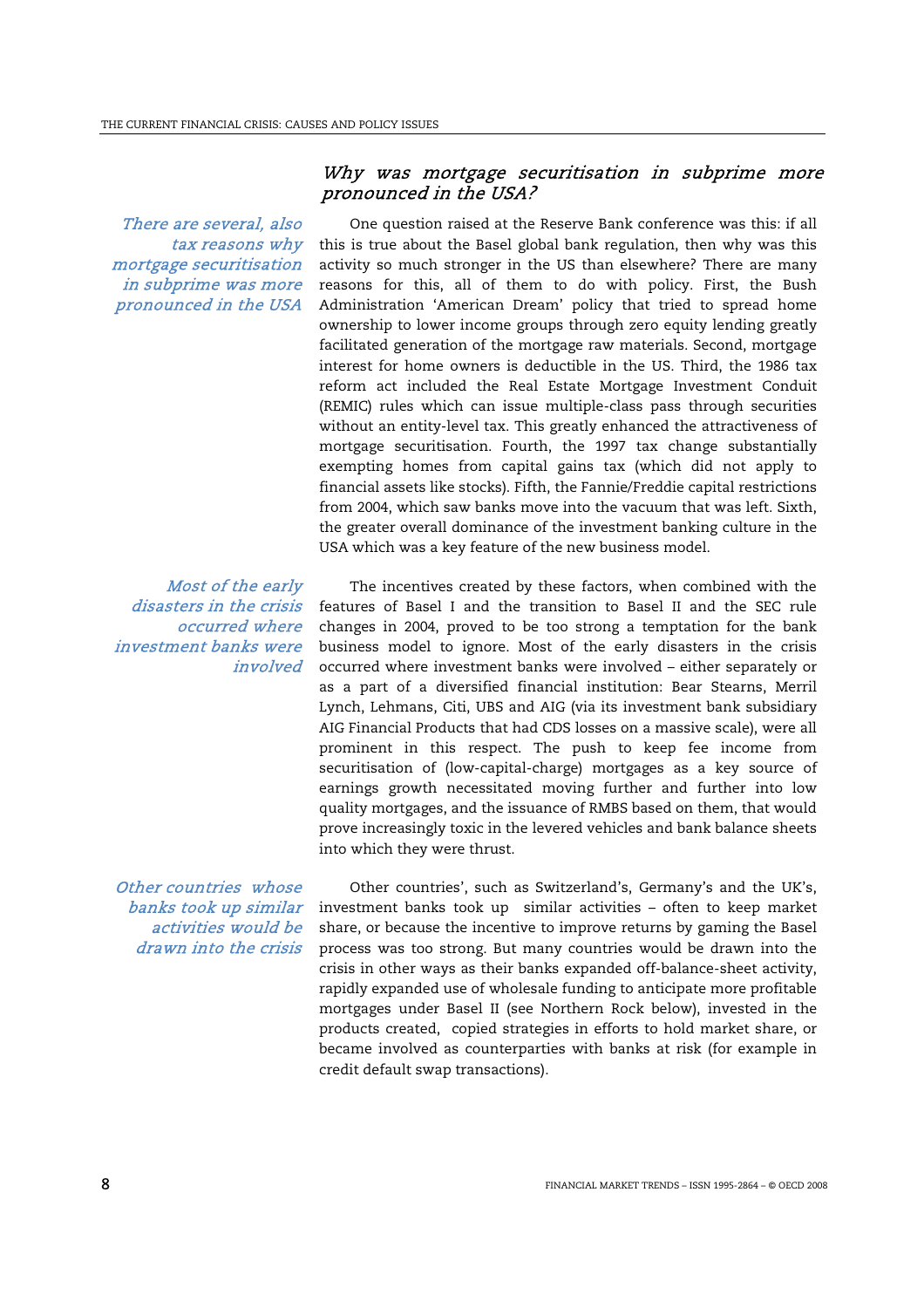### *Why was mortgage securitisation in subprime more pronounced in the USA?*

*There are several, also tax reasons why mortgage securitisation in subprime was more pronounced in the USA*

One question raised at the Reserve Bank conference was this: if all this is true about the Basel global bank regulation, then why was this activity so much stronger in the US than elsewhere? There are many reasons for this, all of them to do with policy. First, the Bush Administration 'American Dream' policy that tried to spread home ownership to lower income groups through zero equity lending greatly facilitated generation of the mortgage raw materials. Second, mortgage interest for home owners is deductible in the US. Third, the 1986 tax reform act included the Real Estate Mortgage Investment Conduit (REMIC) rules which can issue multiple-class pass through securities without an entity-level tax. This greatly enhanced the attractiveness of mortgage securitisation. Fourth, the 1997 tax change substantially exempting homes from capital gains tax (which did not apply to financial assets like stocks). Fifth, the Fannie/Freddie capital restrictions from 2004, which saw banks move into the vacuum that was left. Sixth, the greater overall dominance of the investment banking culture in the USA which was a key feature of the new business model.

*Most of the early disasters in the crisis occurred where investment banks were involved*

The incentives created by these factors, when combined with the features of Basel I and the transition to Basel II and the SEC rule changes in 2004, proved to be too strong a temptation for the bank business model to ignore. Most of the early disasters in the crisis occurred where investment banks were involved – either separately or as a part of a diversified financial institution: Bear Stearns, Merril Lynch, Lehmans, Citi, UBS and AIG (via its investment bank subsidiary AIG Financial Products that had CDS losses on a massive scale), were all prominent in this respect. The push to keep fee income from securitisation of (low-capital-charge) mortgages as a key source of earnings growth necessitated moving further and further into low quality mortgages, and the issuance of RMBS based on them, that would prove increasingly toxic in the levered vehicles and bank balance sheets into which they were thrust.

*Other countries whose banks took up similar activities would be drawn into the crisis*

Other countries', such as Switzerland's, Germany's and the UK's, investment banks took up similar activities – often to keep market share, or because the incentive to improve returns by gaming the Basel process was too strong. But many countries would be drawn into the crisis in other ways as their banks expanded off-balance-sheet activity, rapidly expanded use of wholesale funding to anticipate more profitable mortgages under Basel II (see Northern Rock below), invested in the products created, copied strategies in efforts to hold market share, or became involved as counterparties with banks at risk (for example in credit default swap transactions).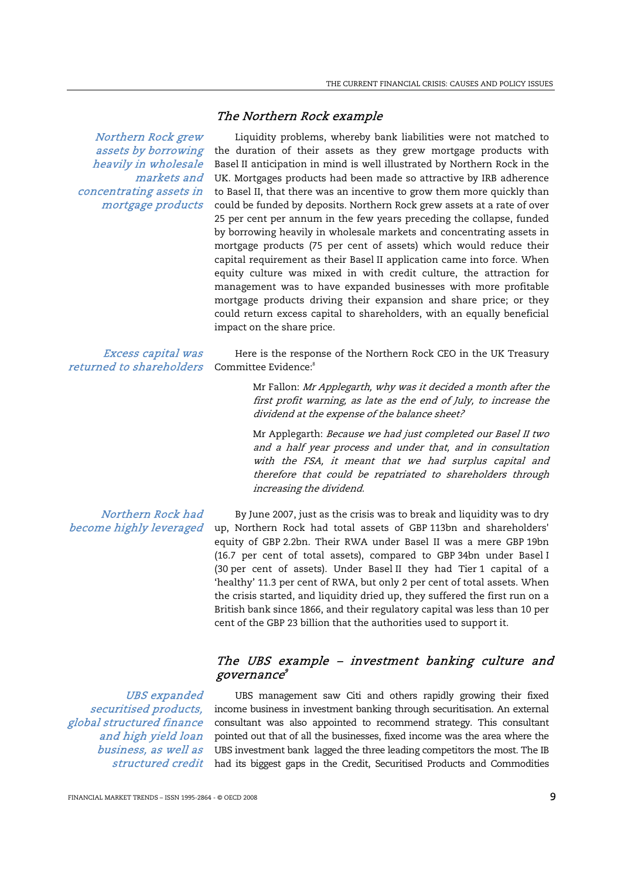### *The Northern Rock example*

*Northern Rock grew assets by borrowing heavily in wholesale markets and concentrating assets in mortgage products*

Liquidity problems, whereby bank liabilities were not matched to the duration of their assets as they grew mortgage products with Basel II anticipation in mind is well illustrated by Northern Rock in the UK. Mortgages products had been made so attractive by IRB adherence to Basel II, that there was an incentive to grow them more quickly than could be funded by deposits. Northern Rock grew assets at a rate of over 25 per cent per annum in the few years preceding the collapse, funded by borrowing heavily in wholesale markets and concentrating assets in mortgage products (75 per cent of assets) which would reduce their capital requirement as their Basel II application came into force. When equity culture was mixed in with credit culture, the attraction for management was to have expanded businesses with more profitable mortgage products driving their expansion and share price; or they could return excess capital to shareholders, with an equally beneficial impact on the share price.

*Excess capital was returned to shareholders*

Here is the response of the Northern Rock CEO in the UK Treasury Committee Evidence:[8]

> Mr Fallon: *Mr Applegarth, why was it decided a month after the first profit warning, as late as the end of July, to increase the dividend at the expense of the balance sheet?*
>
> Mr Applegarth: *Because we had just completed our Basel II two and a half year process and under that, and in consultation with the FSA, it meant that we had surplus capital and therefore that could be repatriated to shareholders through increasing the dividend.*

*Northern Rock had become highly leveraged*

By June 2007, just as the crisis was to break and liquidity was to dry up, Northern Rock had total assets of GBP 113bn and shareholders' equity of GBP 2.2bn. Their RWA under Basel II was a mere GBP 19bn (16.7 per cent of total assets), compared to GBP 34bn under Basel I (30 per cent of assets). Under Basel II they had Tier 1 capital of a 'healthy' 11.3 per cent of RWA, but only 2 per cent of total assets. When the crisis started, and liquidity dried up, they suffered the first run on a British bank since 1866, and their regulatory capital was less than 10 per cent of the GBP 23 billion that the authorities used to support it.

### *The UBS example – investment banking culture and governance*[9]

*UBS expanded securitised products, global structured finance and high yield loan business, as well as structured credit*

UBS management saw Citi and others rapidly growing their fixed income business in investment banking through securitisation. An external consultant was also appointed to recommend strategy. This consultant pointed out that of all the businesses, fixed income was the area where the UBS investment bank lagged the three leading competitors the most. The IB had its biggest gaps in the Credit, Securitised Products and Commodities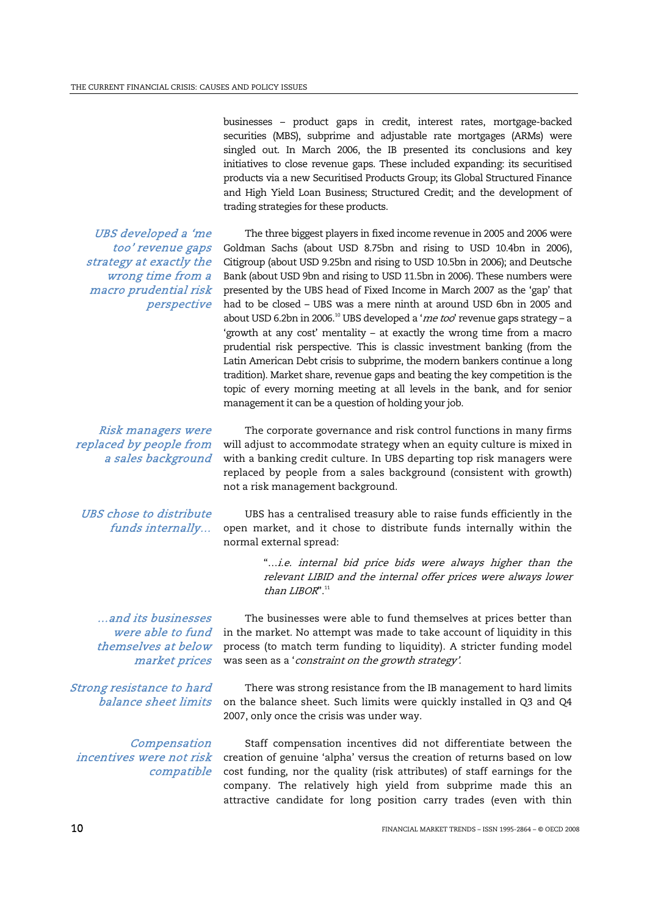businesses – product gaps in credit, interest rates, mortgage-backed securities (MBS), subprime and adjustable rate mortgages (ARMs) were singled out. In March 2006, the IB presented its conclusions and key initiatives to close revenue gaps. These included expanding: its securitised products via a new Securitised Products Group; its Global Structured Finance and High Yield Loan Business; Structured Credit; and the development of trading strategies for these products.

*UBS developed a 'me too' revenue gaps strategy at exactly the wrong time from a macro prudential risk perspective*

The three biggest players in fixed income revenue in 2005 and 2006 were Goldman Sachs (about USD 8.75bn and rising to USD 10.4bn in 2006), Citigroup (about USD 9.25bn and rising to USD 10.5bn in 2006); and Deutsche Bank (about USD 9bn and rising to USD 11.5bn in 2006). These numbers were presented by the UBS head of Fixed Income in March 2007 as the 'gap' that had to be closed – UBS was a mere ninth at around USD 6bn in 2005 and about USD 6.2bn in 2006.[10] UBS developed a '*me too*' revenue gaps strategy – a 'growth at any cost' mentality – at exactly the wrong time from a macro prudential risk perspective. This is classic investment banking (from the Latin American Debt crisis to subprime, the modern bankers continue a long tradition). Market share, revenue gaps and beating the key competition is the topic of every morning meeting at all levels in the bank, and for senior management it can be a question of holding your job.

*Risk managers were replaced by people from a sales background*

The corporate governance and risk control functions in many firms will adjust to accommodate strategy when an equity culture is mixed in with a banking credit culture. In UBS departing top risk managers were replaced by people from a sales background (consistent with growth) not a risk management background.

*UBS chose to distribute funds internally…*

UBS has a centralised treasury able to raise funds efficiently in the open market, and it chose to distribute funds internally within the normal external spread:

> "*…i.e. internal bid price bids were always higher than the relevant LIBID and the internal offer prices were always lower than LIBOR*".[11]

*…and its businesses were able to fund themselves at below market prices*

The businesses were able to fund themselves at prices better than in the market. No attempt was made to take account of liquidity in this process (to match term funding to liquidity). A stricter funding model was seen as a '*constraint on the growth strategy'*.

*Strong resistance to hard balance sheet limits*

There was strong resistance from the IB management to hard limits on the balance sheet. Such limits were quickly installed in Q3 and Q4 2007, only once the crisis was under way.

*Compensation incentives were not risk compatible*

Staff compensation incentives did not differentiate between the creation of genuine 'alpha' versus the creation of returns based on low cost funding, nor the quality (risk attributes) of staff earnings for the company. The relatively high yield from subprime made this an attractive candidate for long position carry trades (even with thin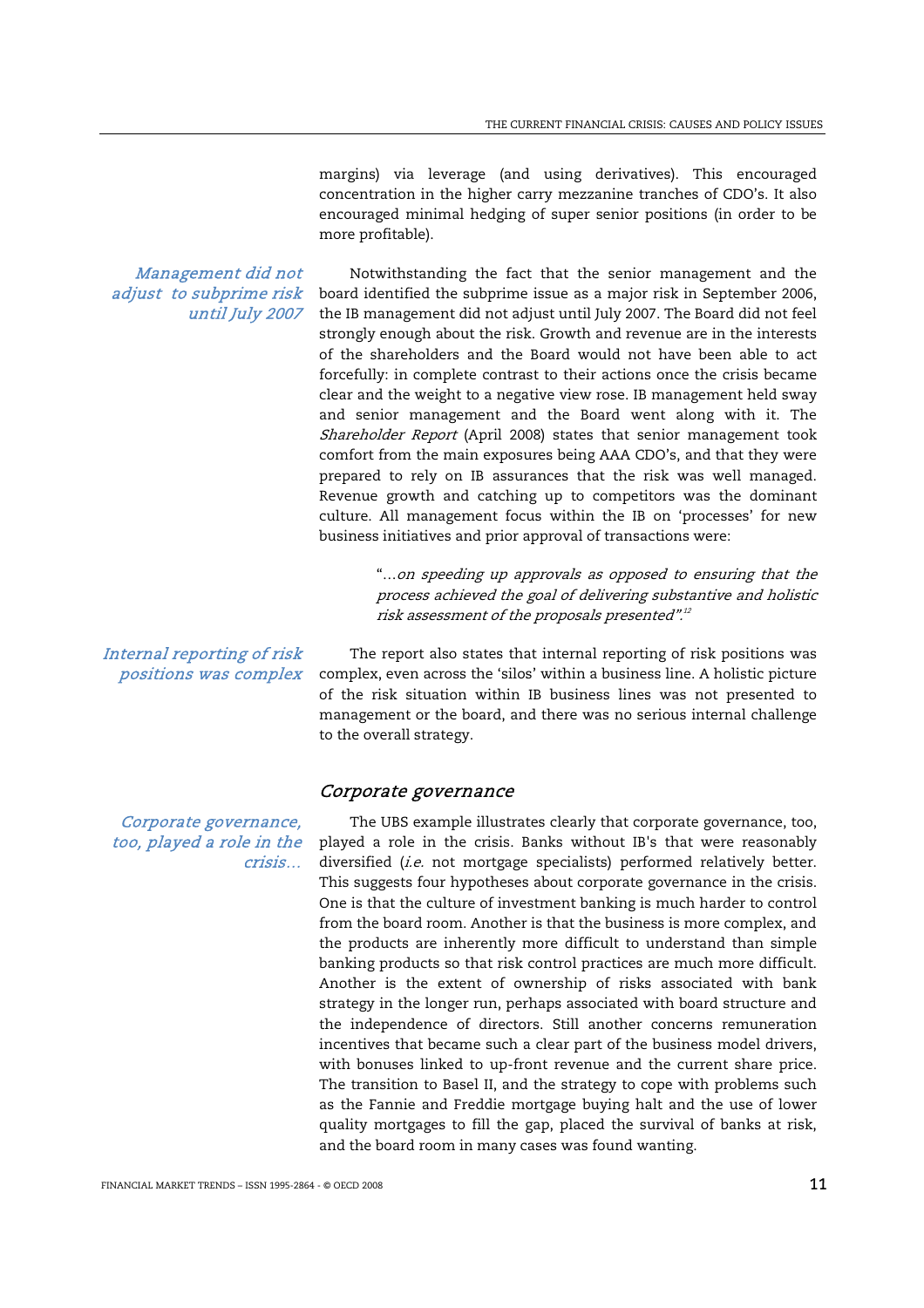margins) via leverage (and using derivatives). This encouraged concentration in the higher carry mezzanine tranches of CDO's. It also encouraged minimal hedging of super senior positions (in order to be more profitable).

*Management did not adjust to subprime risk until July 2007*

Notwithstanding the fact that the senior management and the board identified the subprime issue as a major risk in September 2006, the IB management did not adjust until July 2007. The Board did not feel strongly enough about the risk. Growth and revenue are in the interests of the shareholders and the Board would not have been able to act forcefully: in complete contrast to their actions once the crisis became clear and the weight to a negative view rose. IB management held sway and senior management and the Board went along with it. The *Shareholder Report* (April 2008) states that senior management took comfort from the main exposures being AAA CDO's, and that they were prepared to rely on IB assurances that the risk was well managed. Revenue growth and catching up to competitors was the dominant culture. All management focus within the IB on 'processes' for new business initiatives and prior approval of transactions were:

> "…*on speeding up approvals as opposed to ensuring that the process achieved the goal of delivering substantive and holistic risk assessment of the proposals presented*".[12]

*Internal reporting of risk positions was complex*

The report also states that internal reporting of risk positions was complex, even across the 'silos' within a business line. A holistic picture of the risk situation within IB business lines was not presented to management or the board, and there was no serious internal challenge to the overall strategy.

## *Corporate governance*

*Corporate governance, too, played a role in the crisis…*

The UBS example illustrates clearly that corporate governance, too, played a role in the crisis. Banks without IB's that were reasonably diversified (*i.e.* not mortgage specialists) performed relatively better. This suggests four hypotheses about corporate governance in the crisis. One is that the culture of investment banking is much harder to control from the board room. Another is that the business is more complex, and the products are inherently more difficult to understand than simple banking products so that risk control practices are much more difficult. Another is the extent of ownership of risks associated with bank strategy in the longer run, perhaps associated with board structure and the independence of directors. Still another concerns remuneration incentives that became such a clear part of the business model drivers, with bonuses linked to up-front revenue and the current share price. The transition to Basel II, and the strategy to cope with problems such as the Fannie and Freddie mortgage buying halt and the use of lower quality mortgages to fill the gap, placed the survival of banks at risk, and the board room in many cases was found wanting.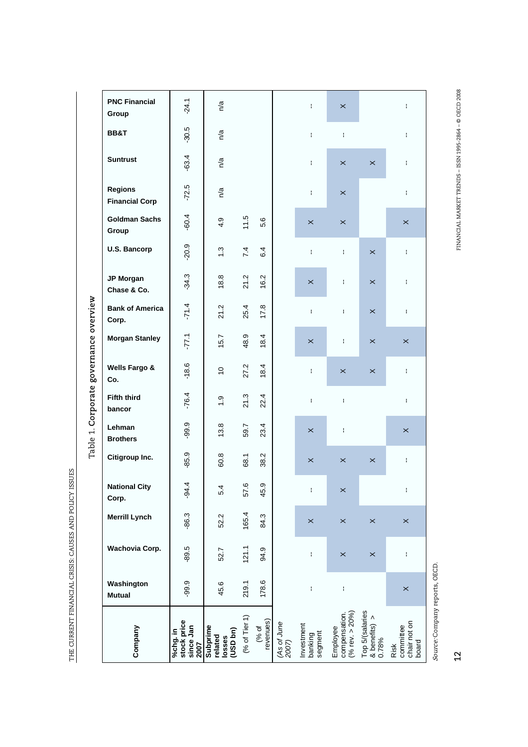Table 1. **Corporate governance overview**

| Company | %chg. in stock price since Jan 2007 | Subprime related losses (USD bn) | (% of Tier 1) | (% of revenues) | Investment banking segment (As of June 2007) | Employee compensation (% rev. > 20%) (As of June 2007) | Top 5/(salaries & benefits) > 0.78% (As of June 2007) | Risk committee chair not on board (As of June 2007) |
|---|---|---|---|---|---|---|---|---|
| Washington Mutual | -99.9 | 45.6 | 219.1 | 178.6 | -- | -- | | × |
| Wachovia Corp. | -89.5 | 52.7 | 121.1 | 94.9 | -- | × | × | -- |
| Merrill Lynch | -86.3 | 52.2 | 165.4 | 84.3 | × | × | × | × |
| National City Corp. | -94.4 | 5.4 | 57.6 | 45.9 | -- | × | | -- |
| Citigroup Inc. | -85.9 | 60.8 | 68.1 | 38.2 | × | × | × | -- |
| Lehman Brothers | -99.9 | 13.8 | 59.7 | 23.4 | × | -- | | × |
| Fifth third bancor | -76.4 | 1.9 | 21.3 | 22.4 | -- | -- | | -- |
| Wells Fargo & Co. | -18.6 | 10 | 27.2 | 18.4 | -- | × | × | -- |
| Morgan Stanley | -77.1 | 15.7 | 48.9 | 18.4 | × | -- | × | × |
| Bank of America Corp. | -71.4 | 21.2 | 25.4 | 17.8 | -- | -- | × | -- |
| JP Morgan Chase & Co. | -34.3 | 18.8 | 21.2 | 16.2 | × | -- | × | -- |
| U.S. Bancorp | -20.9 | 1.3 | 7.4 | 6.4 | -- | -- | × | -- |
| Goldman Sachs Group | -60.4 | 4.9 | 11.5 | 5.6 | × | × | | × |
| Regions Financial Corp | -72.5 | n/a | | | -- | × | | -- |
| Suntrust | -63.4 | n/a | | | -- | × | × | -- |
| BB&T | -30.5 | n/a | | | -- | -- | | -- |
| PNC Financial Group | -24.1 | n/a | | | -- | × | | -- |

*Source:* Company reports, OECD.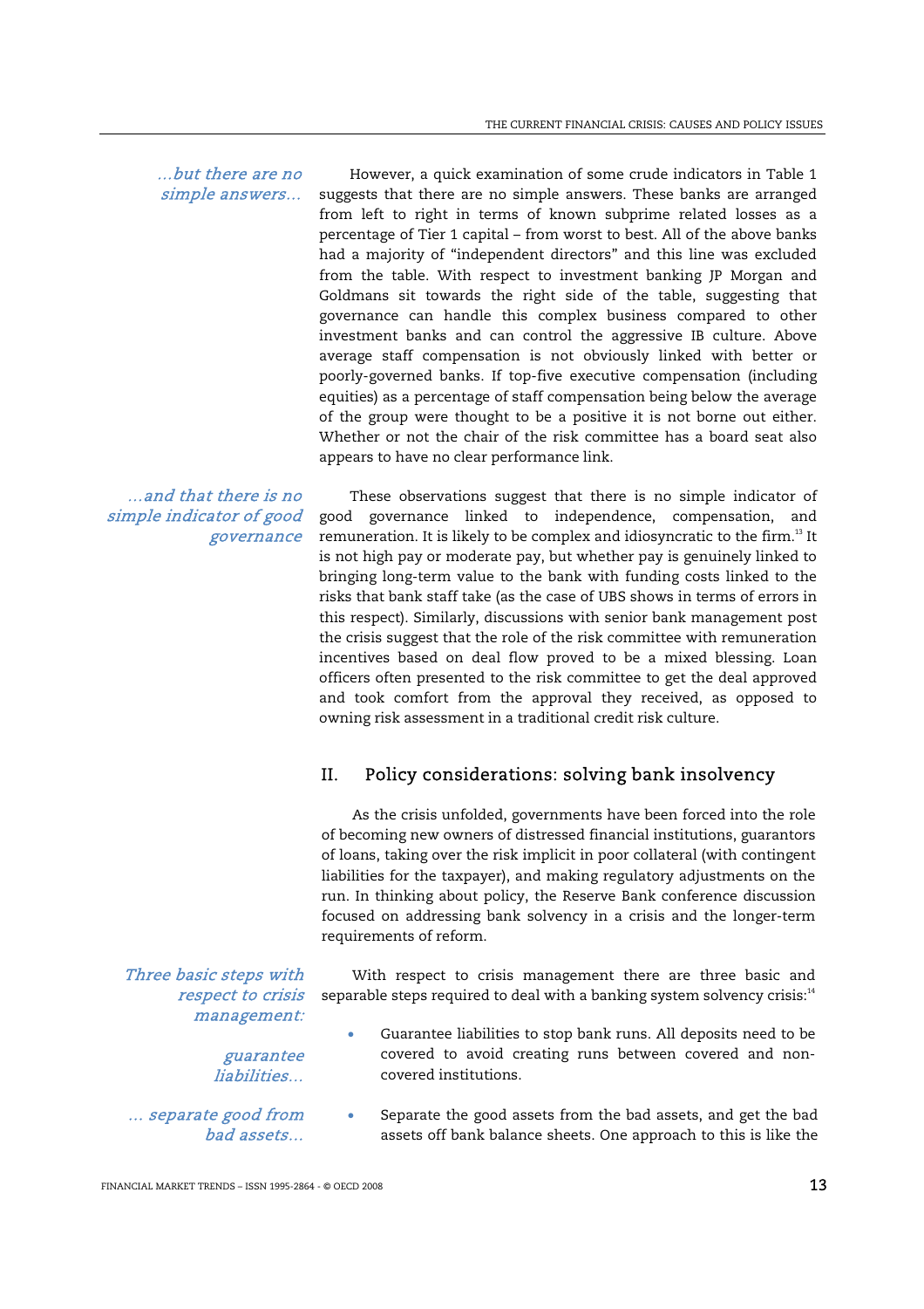*...but there are no simple answers...*

However, a quick examination of some crude indicators in Table 1 suggests that there are no simple answers. These banks are arranged from left to right in terms of known subprime related losses as a percentage of Tier 1 capital – from worst to best. All of the above banks had a majority of "independent directors" and this line was excluded from the table. With respect to investment banking JP Morgan and Goldmans sit towards the right side of the table, suggesting that governance can handle this complex business compared to other investment banks and can control the aggressive IB culture. Above average staff compensation is not obviously linked with better or poorly-governed banks. If top-five executive compensation (including equities) as a percentage of staff compensation being below the average of the group were thought to be a positive it is not borne out either. Whether or not the chair of the risk committee has a board seat also appears to have no clear performance link.

*...and that there is no simple indicator of good governance*

These observations suggest that there is no simple indicator of good governance linked to independence, compensation, and remuneration. It is likely to be complex and idiosyncratic to the firm.[13] It is not high pay or moderate pay, but whether pay is genuinely linked to bringing long-term value to the bank with funding costs linked to the risks that bank staff take (as the case of UBS shows in terms of errors in this respect). Similarly, discussions with senior bank management post the crisis suggest that the role of the risk committee with remuneration incentives based on deal flow proved to be a mixed blessing. Loan officers often presented to the risk committee to get the deal approved and took comfort from the approval they received, as opposed to owning risk assessment in a traditional credit risk culture.

## II. Policy considerations: solving bank insolvency

As the crisis unfolded, governments have been forced into the role of becoming new owners of distressed financial institutions, guarantors of loans, taking over the risk implicit in poor collateral (with contingent liabilities for the taxpayer), and making regulatory adjustments on the run. In thinking about policy, the Reserve Bank conference discussion focused on addressing bank solvency in a crisis and the longer-term requirements of reform.

*Three basic steps with respect to crisis management:*

With respect to crisis management there are three basic and separable steps required to deal with a banking system solvency crisis:[14]

*guarantee liabilities...*

- Guarantee liabilities to stop bank runs. All deposits need to be covered to avoid creating runs between covered and non-covered institutions.

*... separate good from bad assets...*

- Separate the good assets from the bad assets, and get the bad assets off bank balance sheets. One approach to this is like the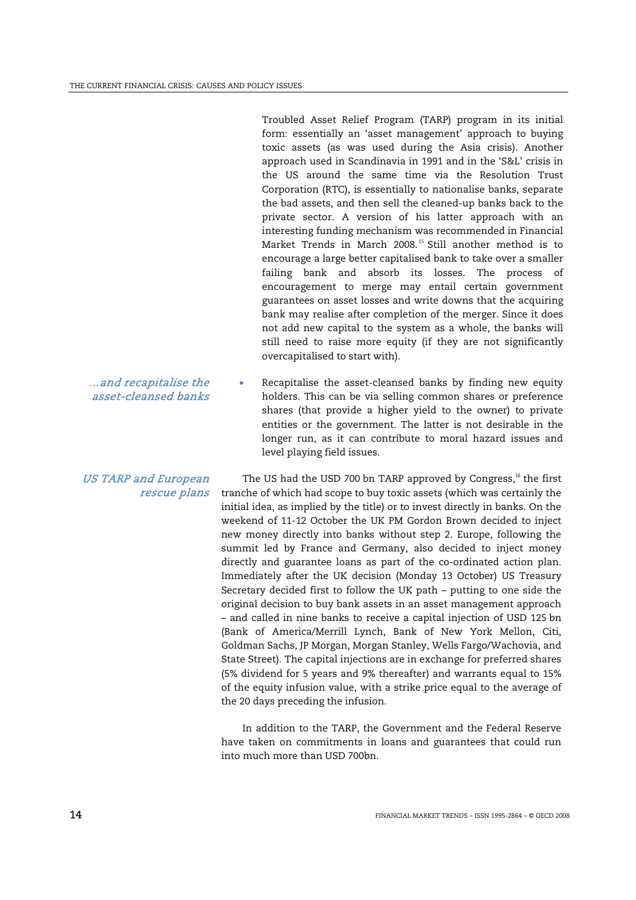Troubled Asset Relief Program (TARP) program in its initial form: essentially an 'asset management' approach to buying toxic assets (as was used during the Asia crisis). Another approach used in Scandinavia in 1991 and in the 'S&L' crisis in the US around the same time via the Resolution Trust Corporation (RTC), is essentially to nationalise banks, separate the bad assets, and then sell the cleaned-up banks back to the private sector. A version of his latter approach with an interesting funding mechanism was recommended in Financial Market Trends in March 2008.[15] Still another method is to encourage a large better capitalised bank to take over a smaller failing bank and absorb its losses. The process of encouragement to merge may entail certain government guarantees on asset losses and write downs that the acquiring bank may realise after completion of the merger. Since it does not add new capital to the system as a whole, the banks will still need to raise more equity (if they are not significantly overcapitalised to start with).

*...and recapitalise the asset-cleansed banks*

- Recapitalise the asset-cleansed banks by finding new equity holders. This can be via selling common shares or preference shares (that provide a higher yield to the owner) to private entities or the government. The latter is not desirable in the longer run, as it can contribute to moral hazard issues and level playing field issues.

*US TARP and European rescue plans*

The US had the USD 700 bn TARP approved by Congress,[16] the first tranche of which had scope to buy toxic assets (which was certainly the initial idea, as implied by the title) or to invest directly in banks. On the weekend of 11-12 October the UK PM Gordon Brown decided to inject new money directly into banks without step 2. Europe, following the summit led by France and Germany, also decided to inject money directly and guarantee loans as part of the co-ordinated action plan. Immediately after the UK decision (Monday 13 October) US Treasury Secretary decided first to follow the UK path – putting to one side the original decision to buy bank assets in an asset management approach – and called in nine banks to receive a capital injection of USD 125 bn (Bank of America/Merrill Lynch, Bank of New York Mellon, Citi, Goldman Sachs, JP Morgan, Morgan Stanley, Wells Fargo/Wachovia, and State Street). The capital injections are in exchange for preferred shares (5% dividend for 5 years and 9% thereafter) and warrants equal to 15% of the equity infusion value, with a strike price equal to the average of the 20 days preceding the infusion.

In addition to the TARP, the Government and the Federal Reserve have taken on commitments in loans and guarantees that could run into much more than USD 700bn.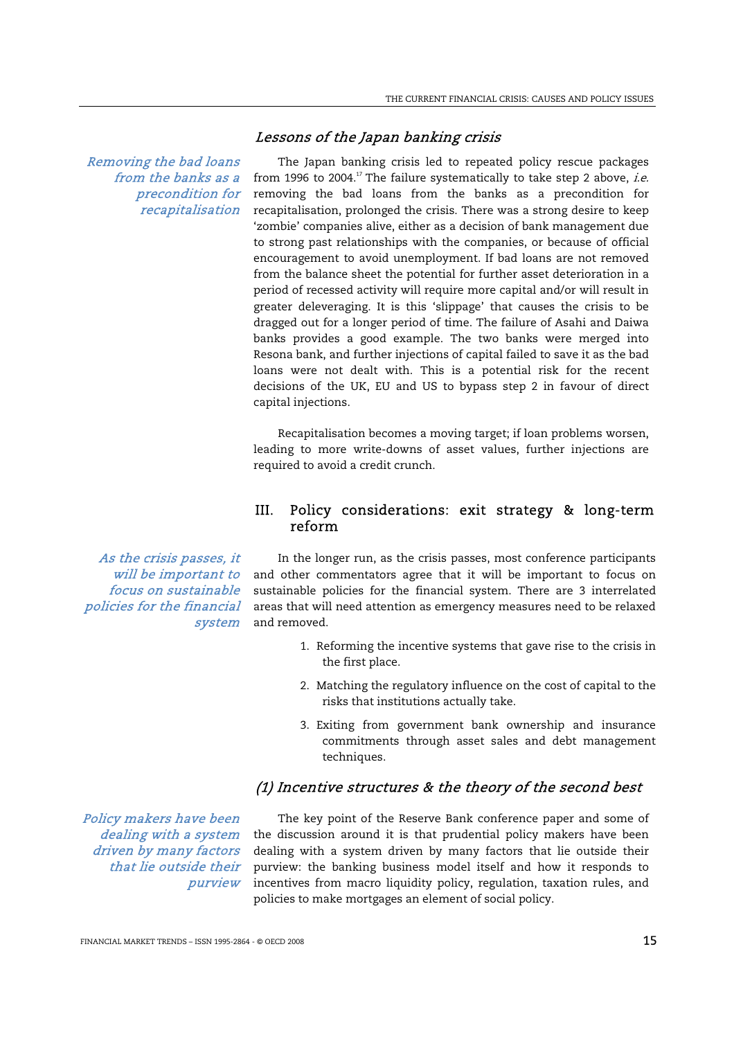### *Lessons of the Japan banking crisis*

*Removing the bad loans from the banks as a precondition for recapitalisation*

The Japan banking crisis led to repeated policy rescue packages from 1996 to 2004.[17] The failure systematically to take step 2 above, *i.e.* removing the bad loans from the banks as a precondition for recapitalisation, prolonged the crisis. There was a strong desire to keep 'zombie' companies alive, either as a decision of bank management due to strong past relationships with the companies, or because of official encouragement to avoid unemployment. If bad loans are not removed from the balance sheet the potential for further asset deterioration in a period of recessed activity will require more capital and/or will result in greater deleveraging. It is this 'slippage' that causes the crisis to be dragged out for a longer period of time. The failure of Asahi and Daiwa banks provides a good example. The two banks were merged into Resona bank, and further injections of capital failed to save it as the bad loans were not dealt with. This is a potential risk for the recent decisions of the UK, EU and US to bypass step 2 in favour of direct capital injections.

Recapitalisation becomes a moving target; if loan problems worsen, leading to more write-downs of asset values, further injections are required to avoid a credit crunch.

## III. Policy considerations: exit strategy & long-term reform

*As the crisis passes, it will be important to focus on sustainable policies for the financial system*

In the longer run, as the crisis passes, most conference participants and other commentators agree that it will be important to focus on sustainable policies for the financial system. There are 3 interrelated areas that will need attention as emergency measures need to be relaxed and removed.

1. Reforming the incentive systems that gave rise to the crisis in the first place.
2. Matching the regulatory influence on the cost of capital to the risks that institutions actually take.
3. Exiting from government bank ownership and insurance commitments through asset sales and debt management techniques.

### *(1) Incentive structures & the theory of the second best*

*Policy makers have been dealing with a system driven by many factors that lie outside their purview*

The key point of the Reserve Bank conference paper and some of the discussion around it is that prudential policy makers have been dealing with a system driven by many factors that lie outside their purview: the banking business model itself and how it responds to incentives from macro liquidity policy, regulation, taxation rules, and policies to make mortgages an element of social policy.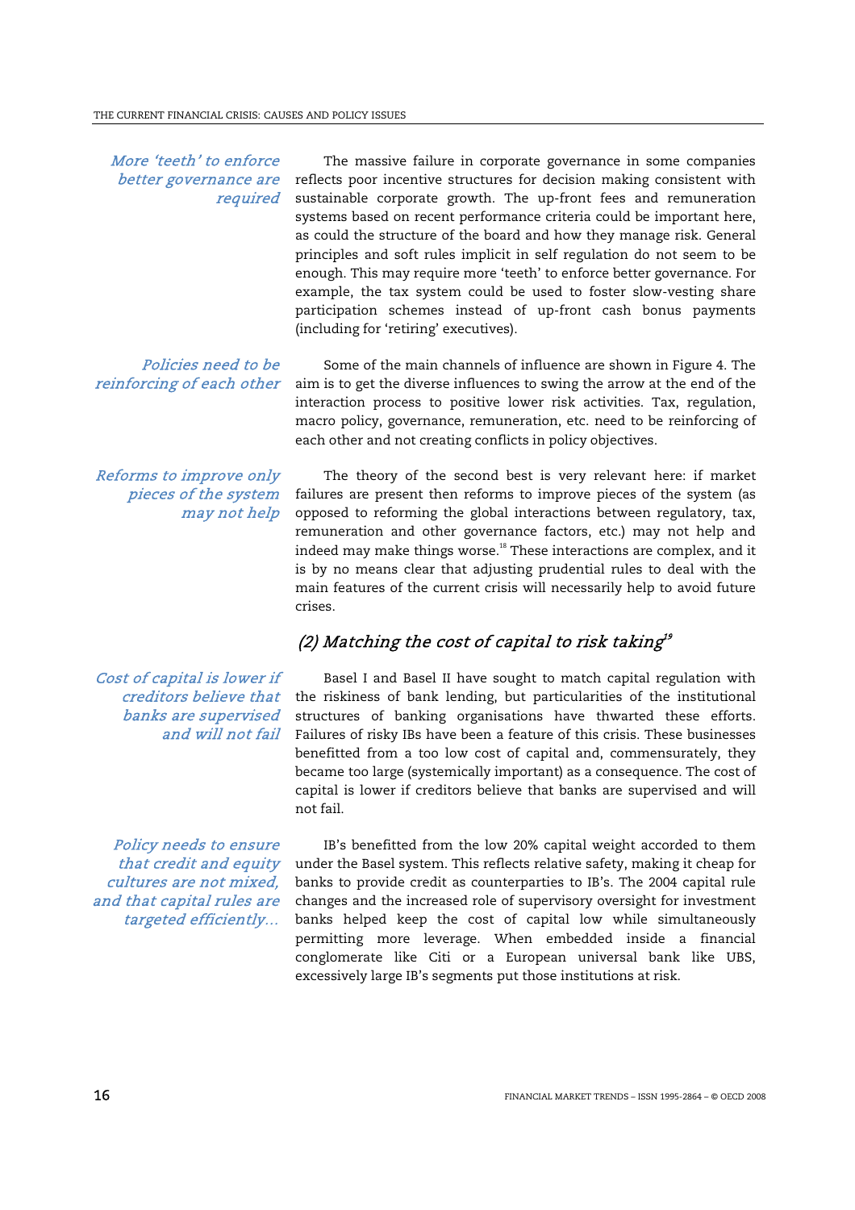*More 'teeth' to enforce better governance are required*

The massive failure in corporate governance in some companies reflects poor incentive structures for decision making consistent with sustainable corporate growth. The up-front fees and remuneration systems based on recent performance criteria could be important here, as could the structure of the board and how they manage risk. General principles and soft rules implicit in self regulation do not seem to be enough. This may require more 'teeth' to enforce better governance. For example, the tax system could be used to foster slow-vesting share participation schemes instead of up-front cash bonus payments (including for 'retiring' executives).

*Policies need to be reinforcing of each other*

Some of the main channels of influence are shown in Figure 4. The aim is to get the diverse influences to swing the arrow at the end of the interaction process to positive lower risk activities. Tax, regulation, macro policy, governance, remuneration, etc. need to be reinforcing of each other and not creating conflicts in policy objectives.

*Reforms to improve only pieces of the system may not help*

The theory of the second best is very relevant here: if market failures are present then reforms to improve pieces of the system (as opposed to reforming the global interactions between regulatory, tax, remuneration and other governance factors, etc.) may not help and indeed may make things worse.[18] These interactions are complex, and it is by no means clear that adjusting prudential rules to deal with the main features of the current crisis will necessarily help to avoid future crises.

### *(2) Matching the cost of capital to risk taking*[19]

*Cost of capital is lower if creditors believe that banks are supervised and will not fail*

Basel I and Basel II have sought to match capital regulation with the riskiness of bank lending, but particularities of the institutional structures of banking organisations have thwarted these efforts. Failures of risky IBs have been a feature of this crisis. These businesses benefitted from a too low cost of capital and, commensurately, they became too large (systemically important) as a consequence. The cost of capital is lower if creditors believe that banks are supervised and will not fail.

*Policy needs to ensure that credit and equity cultures are not mixed, and that capital rules are targeted efficiently…*

IB's benefitted from the low 20% capital weight accorded to them under the Basel system. This reflects relative safety, making it cheap for banks to provide credit as counterparties to IB's. The 2004 capital rule changes and the increased role of supervisory oversight for investment banks helped keep the cost of capital low while simultaneously permitting more leverage. When embedded inside a financial conglomerate like Citi or a European universal bank like UBS, excessively large IB's segments put those institutions at risk.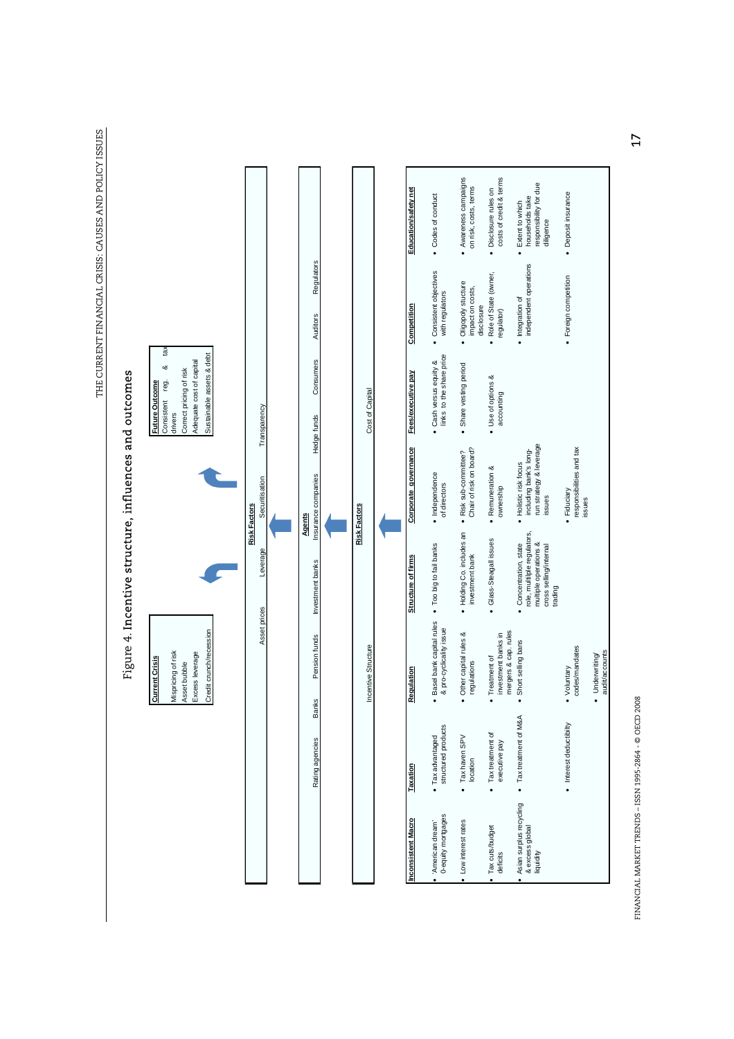# Figure 4. Incentive structure, influences and outcomes

**Current Crisis**
Mispricing of risk
Asset bubble
Excess leverage
Credit crunch/recession

**Future Outcome**
Consistent reg. & tax drivers
Correct pricing of risk
Adequate cost of capital
Sustainable assets & debt

**Risk Factors**
Asset prices | Leverage | Securitisation | Transparency

**Agents**
Rating agencies | Banks | Pension funds | Investment banks | Insurance companies | Hedge funds | Consumers | Auditors | Regulators

**Risk Factors**
Incentive Structure | Cost of Capital

| Inconsistent Macro | Taxation | Regulation | Structure of firms | Corporate governance | Fees/executive pay | Competition | Education/safety net |
|---|---|---|---|---|---|---|---|
| • 'American dream' 0-equity mortgages | • Tax advantaged structured products | • Basel bank capital rules & pro-cyclicality issue | • Too big to fail banks | • Independence of directors | • Cash versus equity & links to the share price | • Consistent objectives with regulators | • Codes of conduct |
| • Low interest rates | • Tax haven SPV location | • Other capital rules & regulations | • Holding Co. includes an investment bank | • Risk sub-committee? Chair of risk on board? | • Share vesting period | • Oligopoly structure impact on costs, disclosure | • Awareness campaigns on risk, costs, terms |
| • Tax cuts/budget deficits | • Tax treatment of executive pay | • Treatment of investment banks in mergers & cap. rules | • Glass-Steagall issues | • Remuneration & ownership | • Use of options & accounting | • Role of State (owner, regulator) | • Disclosure rules on costs of credit & terms |
| • Asian surplus recycling & excess global liquidity | • Tax treatment of M&A | • Short selling bans | • Concentration, state role, multiple regulators, multiple operations & cross selling/internal trading | • Holistic risk focus including bank's long-run strategy & leverage issues | | • Integration of independent operations | • Extent to which households take responsibility for due diligence |
| | • Interest deductibility | • Voluntary codes/mandates<br>• Underwriting/audit/accounts | | • Fiduciary responsibilities and tax issues | | • Foreign competition | • Deposit insurance |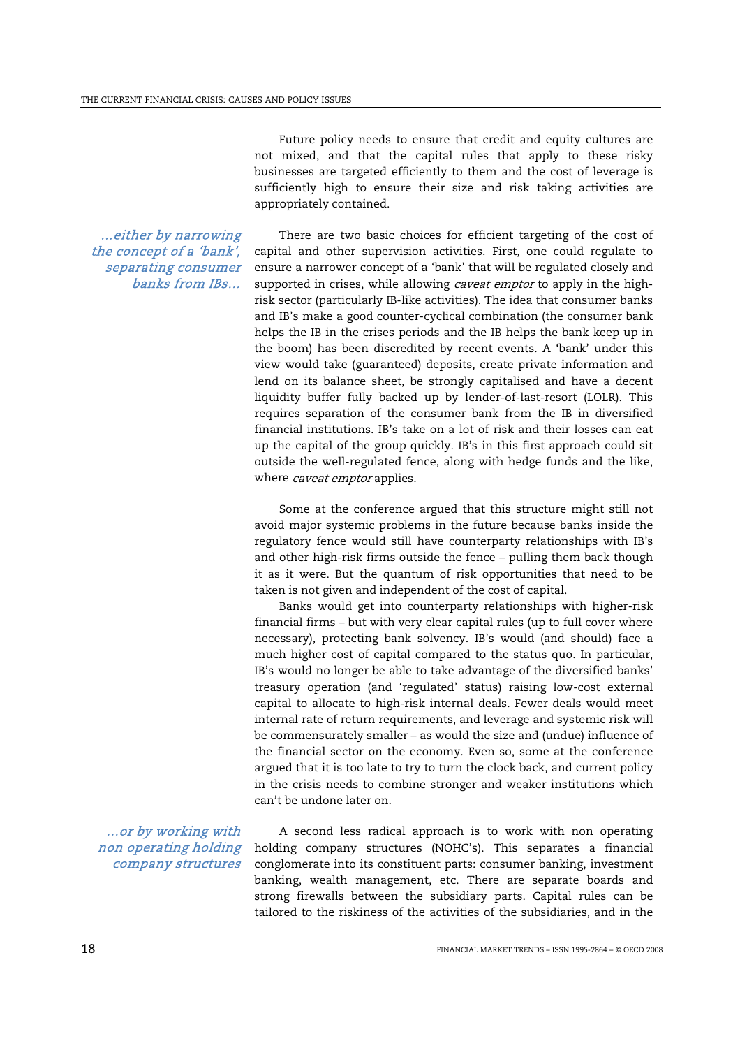Future policy needs to ensure that credit and equity cultures are not mixed, and that the capital rules that apply to these risky businesses are targeted efficiently to them and the cost of leverage is sufficiently high to ensure their size and risk taking activities are appropriately contained.

*…either by narrowing the concept of a 'bank', separating consumer banks from IBs…*

There are two basic choices for efficient targeting of the cost of capital and other supervision activities. First, one could regulate to ensure a narrower concept of a 'bank' that will be regulated closely and supported in crises, while allowing *caveat emptor* to apply in the high-risk sector (particularly IB-like activities). The idea that consumer banks and IB's make a good counter-cyclical combination (the consumer bank helps the IB in the crises periods and the IB helps the bank keep up in the boom) has been discredited by recent events. A 'bank' under this view would take (guaranteed) deposits, create private information and lend on its balance sheet, be strongly capitalised and have a decent liquidity buffer fully backed up by lender-of-last-resort (LOLR). This requires separation of the consumer bank from the IB in diversified financial institutions. IB's take on a lot of risk and their losses can eat up the capital of the group quickly. IB's in this first approach could sit outside the well-regulated fence, along with hedge funds and the like, where *caveat emptor* applies.

Some at the conference argued that this structure might still not avoid major systemic problems in the future because banks inside the regulatory fence would still have counterparty relationships with IB's and other high-risk firms outside the fence – pulling them back though it as it were. But the quantum of risk opportunities that need to be taken is not given and independent of the cost of capital.

Banks would get into counterparty relationships with higher-risk financial firms – but with very clear capital rules (up to full cover where necessary), protecting bank solvency. IB's would (and should) face a much higher cost of capital compared to the status quo. In particular, IB's would no longer be able to take advantage of the diversified banks' treasury operation (and 'regulated' status) raising low-cost external capital to allocate to high-risk internal deals. Fewer deals would meet internal rate of return requirements, and leverage and systemic risk will be commensurately smaller – as would the size and (undue) influence of the financial sector on the economy. Even so, some at the conference argued that it is too late to try to turn the clock back, and current policy in the crisis needs to combine stronger and weaker institutions which can't be undone later on.

*…or by working with non operating holding company structures*

A second less radical approach is to work with non operating holding company structures (NOHC's). This separates a financial conglomerate into its constituent parts: consumer banking, investment banking, wealth management, etc. There are separate boards and strong firewalls between the subsidiary parts. Capital rules can be tailored to the riskiness of the activities of the subsidiaries, and in the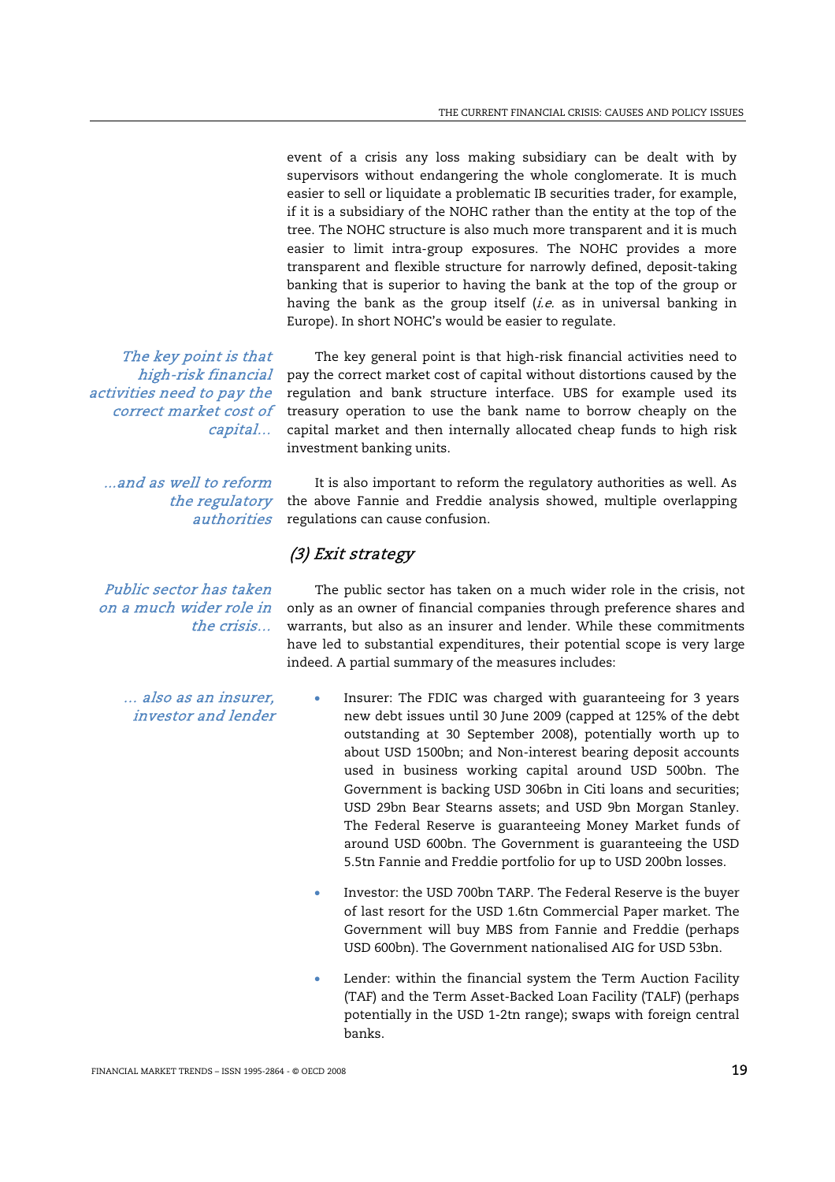event of a crisis any loss making subsidiary can be dealt with by supervisors without endangering the whole conglomerate. It is much easier to sell or liquidate a problematic IB securities trader, for example, if it is a subsidiary of the NOHC rather than the entity at the top of the tree. The NOHC structure is also much more transparent and it is much easier to limit intra-group exposures. The NOHC provides a more transparent and flexible structure for narrowly defined, deposit-taking banking that is superior to having the bank at the top of the group or having the bank as the group itself (*i.e.* as in universal banking in Europe). In short NOHC's would be easier to regulate.

*The key point is that high-risk financial activities need to pay the correct market cost of capital…*

The key general point is that high-risk financial activities need to pay the correct market cost of capital without distortions caused by the regulation and bank structure interface. UBS for example used its treasury operation to use the bank name to borrow cheaply on the capital market and then internally allocated cheap funds to high risk investment banking units.

*…and as well to reform the regulatory authorities*

It is also important to reform the regulatory authorities as well. As the above Fannie and Freddie analysis showed, multiple overlapping regulations can cause confusion.

### *(3) Exit strategy*

*Public sector has taken on a much wider role in the crisis…*

The public sector has taken on a much wider role in the crisis, not only as an owner of financial companies through preference shares and warrants, but also as an insurer and lender. While these commitments have led to substantial expenditures, their potential scope is very large indeed. A partial summary of the measures includes:

*… also as an insurer, investor and lender*

- Insurer: The FDIC was charged with guaranteeing for 3 years new debt issues until 30 June 2009 (capped at 125% of the debt outstanding at 30 September 2008), potentially worth up to about USD 1500bn; and Non-interest bearing deposit accounts used in business working capital around USD 500bn. The Government is backing USD 306bn in Citi loans and securities; USD 29bn Bear Stearns assets; and USD 9bn Morgan Stanley. The Federal Reserve is guaranteeing Money Market funds of around USD 600bn. The Government is guaranteeing the USD 5.5tn Fannie and Freddie portfolio for up to USD 200bn losses.

- Investor: the USD 700bn TARP. The Federal Reserve is the buyer of last resort for the USD 1.6tn Commercial Paper market. The Government will buy MBS from Fannie and Freddie (perhaps USD 600bn). The Government nationalised AIG for USD 53bn.

- Lender: within the financial system the Term Auction Facility (TAF) and the Term Asset-Backed Loan Facility (TALF) (perhaps potentially in the USD 1-2tn range); swaps with foreign central banks.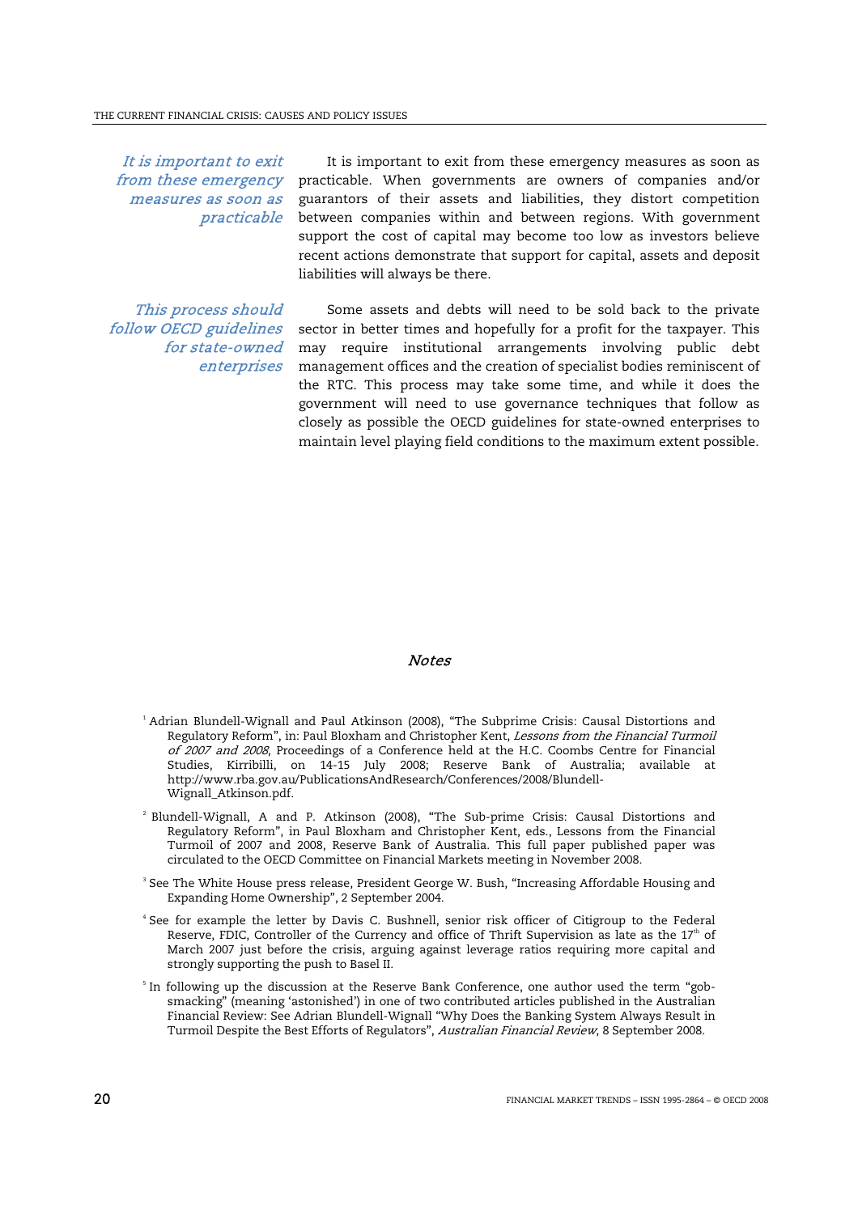*It is important to exit from these emergency measures as soon as practicable*

It is important to exit from these emergency measures as soon as practicable. When governments are owners of companies and/or guarantors of their assets and liabilities, they distort competition between companies within and between regions. With government support the cost of capital may become too low as investors believe recent actions demonstrate that support for capital, assets and deposit liabilities will always be there.

*This process should follow OECD guidelines for state-owned enterprises*

Some assets and debts will need to be sold back to the private sector in better times and hopefully for a profit for the taxpayer. This may require institutional arrangements involving public debt management offices and the creation of specialist bodies reminiscent of the RTC. This process may take some time, and while it does the government will need to use governance techniques that follow as closely as possible the OECD guidelines for state-owned enterprises to maintain level playing field conditions to the maximum extent possible.

## *Notes*

[1] Adrian Blundell-Wignall and Paul Atkinson (2008), "The Subprime Crisis: Causal Distortions and Regulatory Reform", in: Paul Bloxham and Christopher Kent, *Lessons from the Financial Turmoil of 2007 and 2008*, Proceedings of a Conference held at the H.C. Coombs Centre for Financial Studies, Kirribilli, on 14-15 July 2008; Reserve Bank of Australia; available at http://www.rba.gov.au/PublicationsAndResearch/Conferences/2008/Blundell-Wignall_Atkinson.pdf.

[2] Blundell-Wignall, A and P. Atkinson (2008), "The Sub-prime Crisis: Causal Distortions and Regulatory Reform", in Paul Bloxham and Christopher Kent, eds., Lessons from the Financial Turmoil of 2007 and 2008, Reserve Bank of Australia. This full paper published was circulated to the OECD Committee on Financial Markets meeting in November 2008.

[3] See The White House press release, President George W. Bush, "Increasing Affordable Housing and Expanding Home Ownership", 2 September 2004.

[4] See for example the letter by Davis C. Bushnell, senior risk officer of Citigroup to the Federal Reserve, FDIC, Controller of the Currency and office of Thrift Supervision as late as the 17th of March 2007 just before the crisis, arguing against leverage ratios requiring more capital and strongly supporting the push to Basel II.

[5] In following up the discussion at the Reserve Bank Conference, one author used the term "gob-smacking" (meaning 'astonished') in one of two contributed articles published in the Australian Financial Review: See Adrian Blundell-Wignall "Why Does the Banking System Always Result in Turmoil Despite the Best Efforts of Regulators", *Australian Financial Review*, 8 September 2008.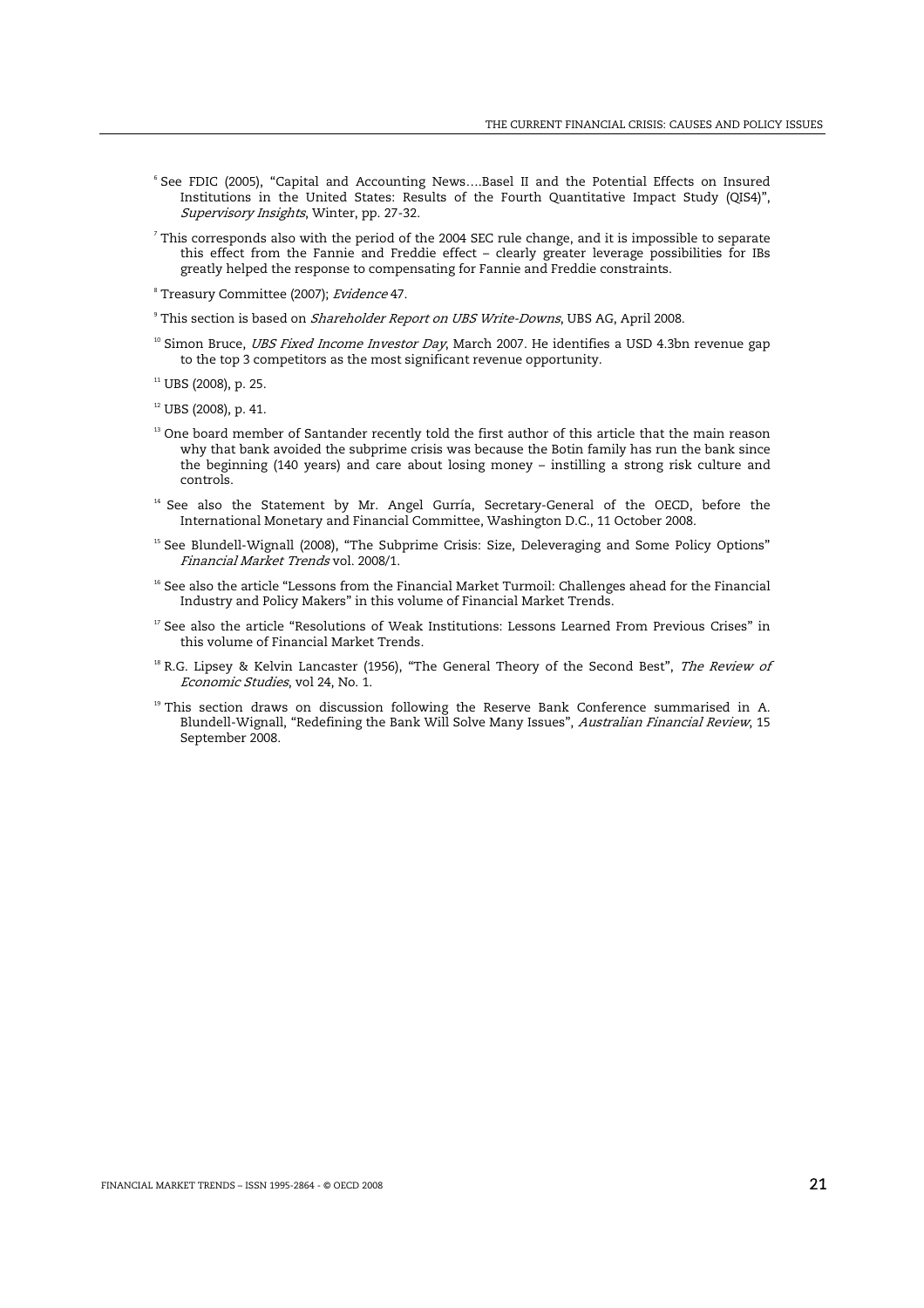[6] See FDIC (2005), "Capital and Accounting News….Basel II and the Potential Effects on Insured Institutions in the United States: Results of the Fourth Quantitative Impact Study (QIS4)", *Supervisory Insights*, Winter, pp. 27-32.

[7] This corresponds also with the period of the 2004 SEC rule change, and it is impossible to separate this effect from the Fannie and Freddie effect – clearly greater leverage possibilities for IBs greatly helped the response to compensating for Fannie and Freddie constraints.

[8] Treasury Committee (2007); *Evidence* 47.

[9] This section is based on *Shareholder Report on UBS Write-Downs*, UBS AG, April 2008.

[10] Simon Bruce, *UBS Fixed Income Investor Day*, March 2007. He identifies a USD 4.3bn revenue gap to the top 3 competitors as the most significant revenue opportunity.

[11] UBS (2008), p. 25.

[12] UBS (2008), p. 41.

[13] One board member of Santander recently told the first author of this article that the main reason why that bank avoided the subprime crisis was because the Botin family has run the bank since the beginning (140 years) and care about losing money – instilling a strong risk culture and controls.

[14] See also the Statement by Mr. Angel Gurría, Secretary-General of the OECD, before the International Monetary and Financial Committee, Washington D.C., 11 October 2008.

[15] See Blundell-Wignall (2008), "The Subprime Crisis: Size, Deleveraging and Some Policy Options" *Financial Market Trends* vol. 2008/1.

[16] See also the article "Lessons from the Financial Market Turmoil: Challenges ahead for the Financial Industry and Policy Makers" in this volume of Financial Market Trends.

[17] See also the article "Resolutions of Weak Institutions: Lessons Learned From Previous Crises" in this volume of Financial Market Trends.

[18] R.G. Lipsey & Kelvin Lancaster (1956), "The General Theory of the Second Best", *The Review of Economic Studies*, vol 24, No. 1.

[19] This section draws on discussion following the Reserve Bank Conference summarised in A. Blundell-Wignall, "Redefining the Bank Will Solve Many Issues", *Australian Financial Review*, 15 September 2008.